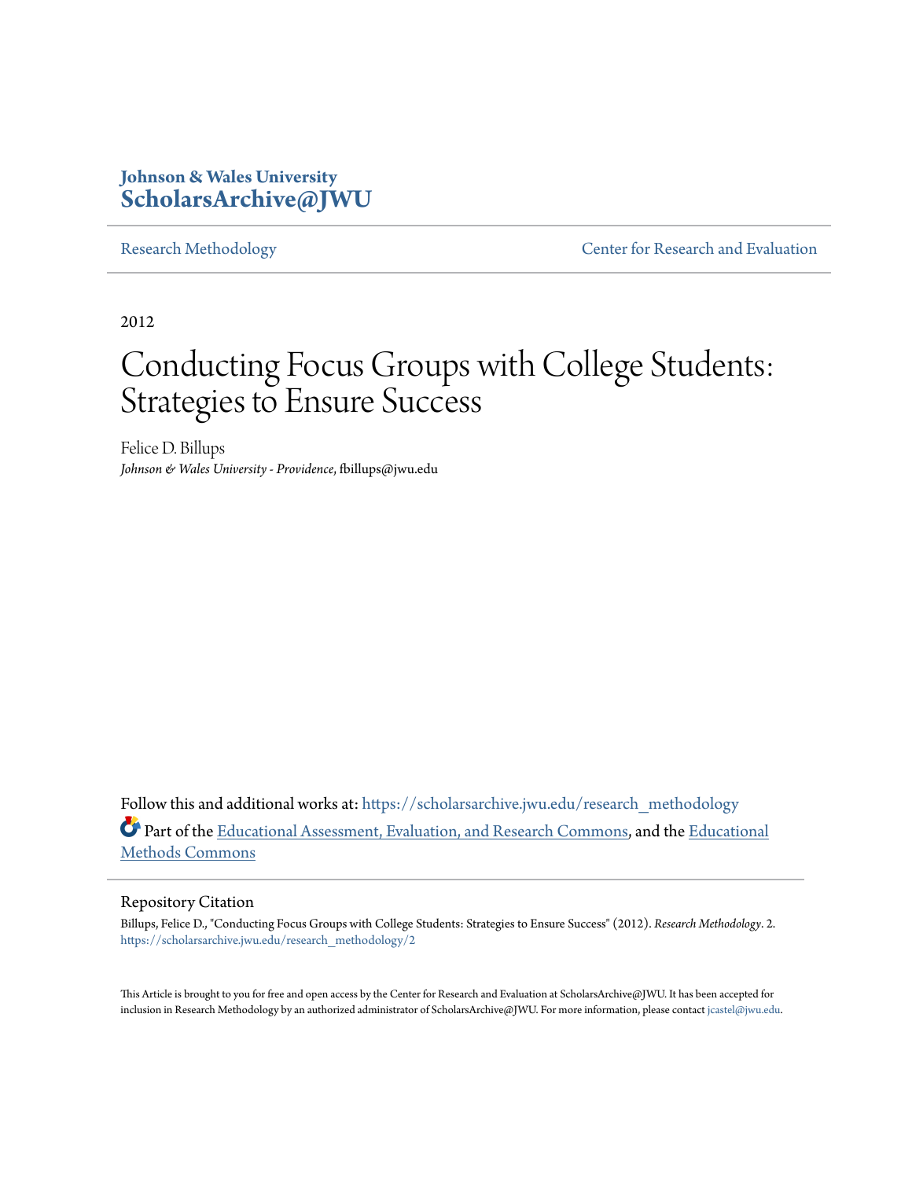Johnson & Wales University
**ScholarsArchive@JWU**

Research Methodology | Center for Research and Evaluation

2012

# Conducting Focus Groups with College Students: Strategies to Ensure Success

Felice D. Billups
*Johnson & Wales University - Providence*, fbillups@jwu.edu

Follow this and additional works at: https://scholarsarchive.jwu.edu/research_methodology

Part of the Educational Assessment, Evaluation, and Research Commons, and the Educational Methods Commons

## Repository Citation

Billups, Felice D., "Conducting Focus Groups with College Students: Strategies to Ensure Success" (2012). *Research Methodology*. 2.
https://scholarsarchive.jwu.edu/research_methodology/2

This Article is brought to you for free and open access by the Center for Research and Evaluation at ScholarsArchive@JWU. It has been accepted for inclusion in Research Methodology by an authorized administrator of ScholarsArchive@JWU. For more information, please contact jcastel@jwu.edu.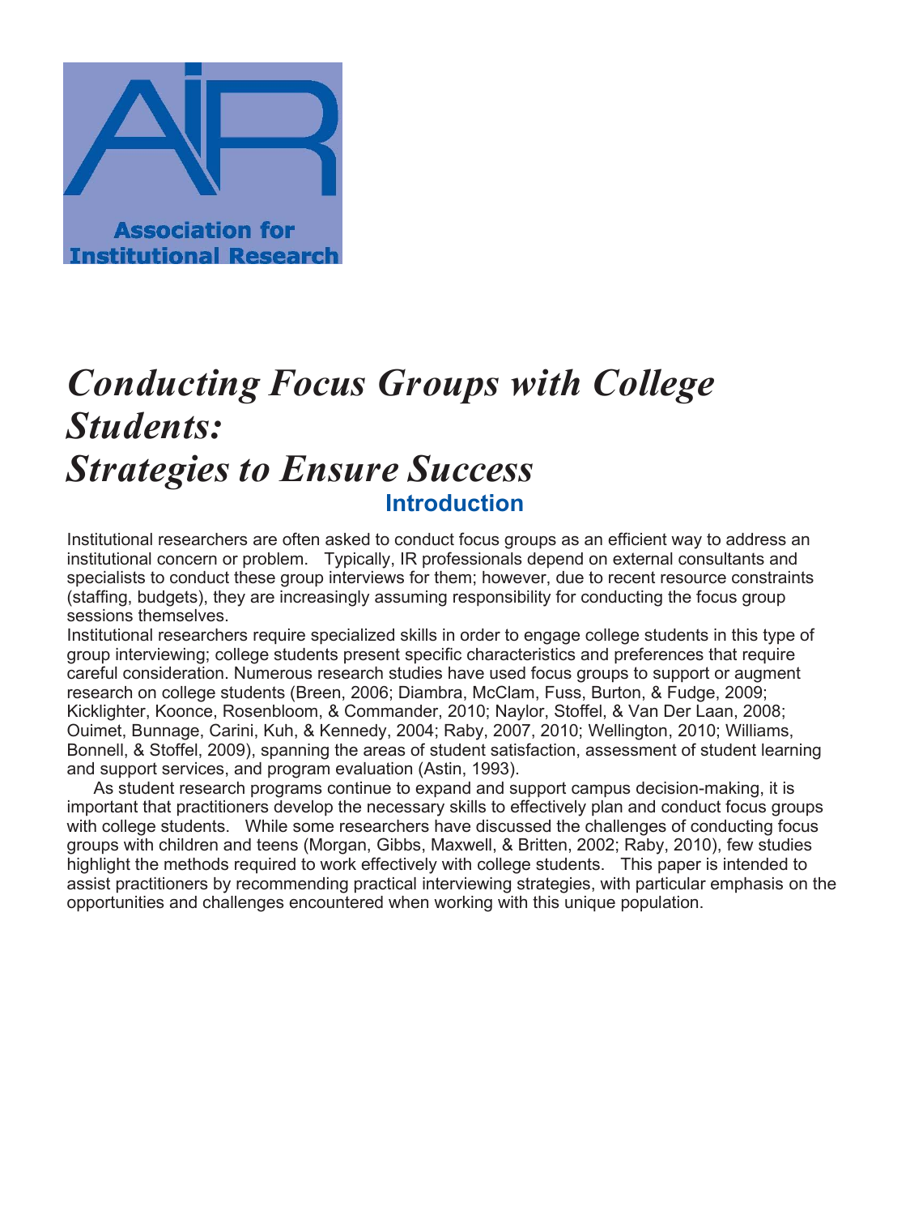Association for Institutional Research

# *Conducting Focus Groups with College Students: Strategies to Ensure Success*

## Introduction

Institutional researchers are often asked to conduct focus groups as an efficient way to address an institutional concern or problem. Typically, IR professionals depend on external consultants and specialists to conduct these group interviews for them; however, due to recent resource constraints (staffing, budgets), they are increasingly assuming responsibility for conducting the focus group sessions themselves.

Institutional researchers require specialized skills in order to engage college students in this type of group interviewing; college students present specific characteristics and preferences that require careful consideration. Numerous research studies have used focus groups to support or augment research on college students (Breen, 2006; Diambra, McClam, Fuss, Burton, & Fudge, 2009; Kicklighter, Koonce, Rosenbloom, & Commander, 2010; Naylor, Stoffel, & Van Der Laan, 2008; Ouimet, Bunnage, Carini, Kuh, & Kennedy, 2004; Raby, 2007, 2010; Wellington, 2010; Williams, Bonnell, & Stoffel, 2009), spanning the areas of student satisfaction, assessment of student learning and support services, and program evaluation (Astin, 1993).

As student research programs continue to expand and support campus decision-making, it is important that practitioners develop the necessary skills to effectively plan and conduct focus groups with college students. While some researchers have discussed the challenges of conducting focus groups with children and teens (Morgan, Gibbs, Maxwell, & Britten, 2002; Raby, 2010), few studies highlight the methods required to work effectively with college students. This paper is intended to assist practitioners by recommending practical interviewing strategies, with particular emphasis on the opportunities and challenges encountered when working with this unique population.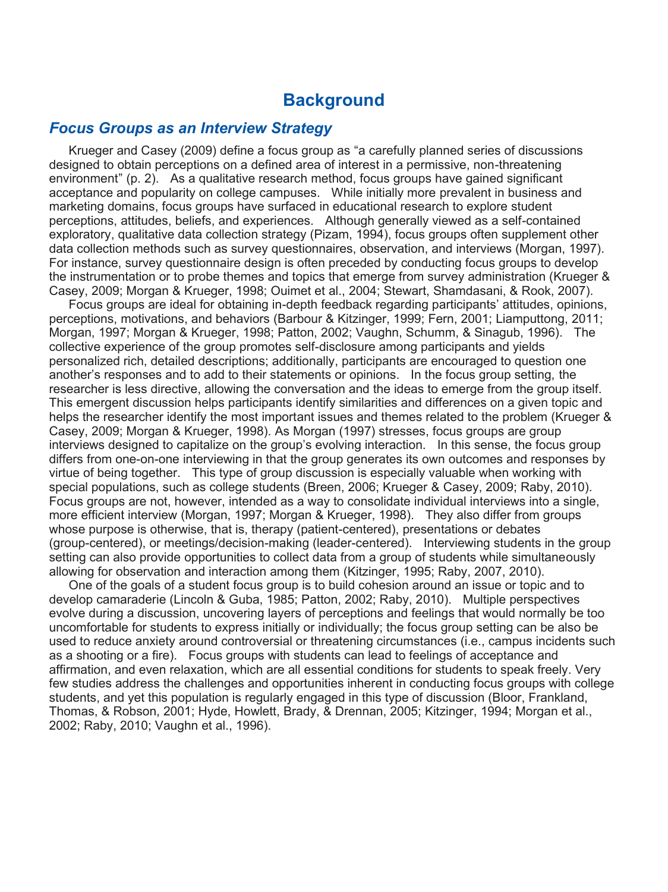# Background

## *Focus Groups as an Interview Strategy*

Krueger and Casey (2009) define a focus group as "a carefully planned series of discussions designed to obtain perceptions on a defined area of interest in a permissive, non-threatening environment" (p. 2). As a qualitative research method, focus groups have gained significant acceptance and popularity on college campuses. While initially more prevalent in business and marketing domains, focus groups have surfaced in educational research to explore student perceptions, attitudes, beliefs, and experiences. Although generally viewed as a self-contained exploratory, qualitative data collection strategy (Pizam, 1994), focus groups often supplement other data collection methods such as survey questionnaires, observation, and interviews (Morgan, 1997). For instance, survey questionnaire design is often preceded by conducting focus groups to develop the instrumentation or to probe themes and topics that emerge from survey administration (Krueger & Casey, 2009; Morgan & Krueger, 1998; Ouimet et al., 2004; Stewart, Shamdasani, & Rook, 2007).

Focus groups are ideal for obtaining in-depth feedback regarding participants' attitudes, opinions, perceptions, motivations, and behaviors (Barbour & Kitzinger, 1999; Fern, 2001; Liamputtong, 2011; Morgan, 1997; Morgan & Krueger, 1998; Patton, 2002; Vaughn, Schumm, & Sinagub, 1996). The collective experience of the group promotes self-disclosure among participants and yields personalized rich, detailed descriptions; additionally, participants are encouraged to question one another's responses and to add to their statements or opinions. In the focus group setting, the researcher is less directive, allowing the conversation and the ideas to emerge from the group itself. This emergent discussion helps participants identify similarities and differences on a given topic and helps the researcher identify the most important issues and themes related to the problem (Krueger & Casey, 2009; Morgan & Krueger, 1998). As Morgan (1997) stresses, focus groups are group interviews designed to capitalize on the group's evolving interaction. In this sense, the focus group differs from one-on-one interviewing in that the group generates its own outcomes and responses by virtue of being together. This type of group discussion is especially valuable when working with special populations, such as college students (Breen, 2006; Krueger & Casey, 2009; Raby, 2010). Focus groups are not, however, intended as a way to consolidate individual interviews into a single, more efficient interview (Morgan, 1997; Morgan & Krueger, 1998). They also differ from groups whose purpose is otherwise, that is, therapy (patient-centered), presentations or debates (group-centered), or meetings/decision-making (leader-centered). Interviewing students in the group setting can also provide opportunities to collect data from a group of students while simultaneously allowing for observation and interaction among them (Kitzinger, 1995; Raby, 2007, 2010).

One of the goals of a student focus group is to build cohesion around an issue or topic and to develop camaraderie (Lincoln & Guba, 1985; Patton, 2002; Raby, 2010). Multiple perspectives evolve during a discussion, uncovering layers of perceptions and feelings that would normally be too uncomfortable for students to express initially or individually; the focus group setting can be also be used to reduce anxiety around controversial or threatening circumstances (i.e., campus incidents such as a shooting or a fire). Focus groups with students can lead to feelings of acceptance and affirmation, and even relaxation, which are all essential conditions for students to speak freely. Very few studies address the challenges and opportunities inherent in conducting focus groups with college students, and yet this population is regularly engaged in this type of discussion (Bloor, Frankland, Thomas, & Robson, 2001; Hyde, Howlett, Brady, & Drennan, 2005; Kitzinger, 1994; Morgan et al., 2002; Raby, 2010; Vaughn et al., 1996).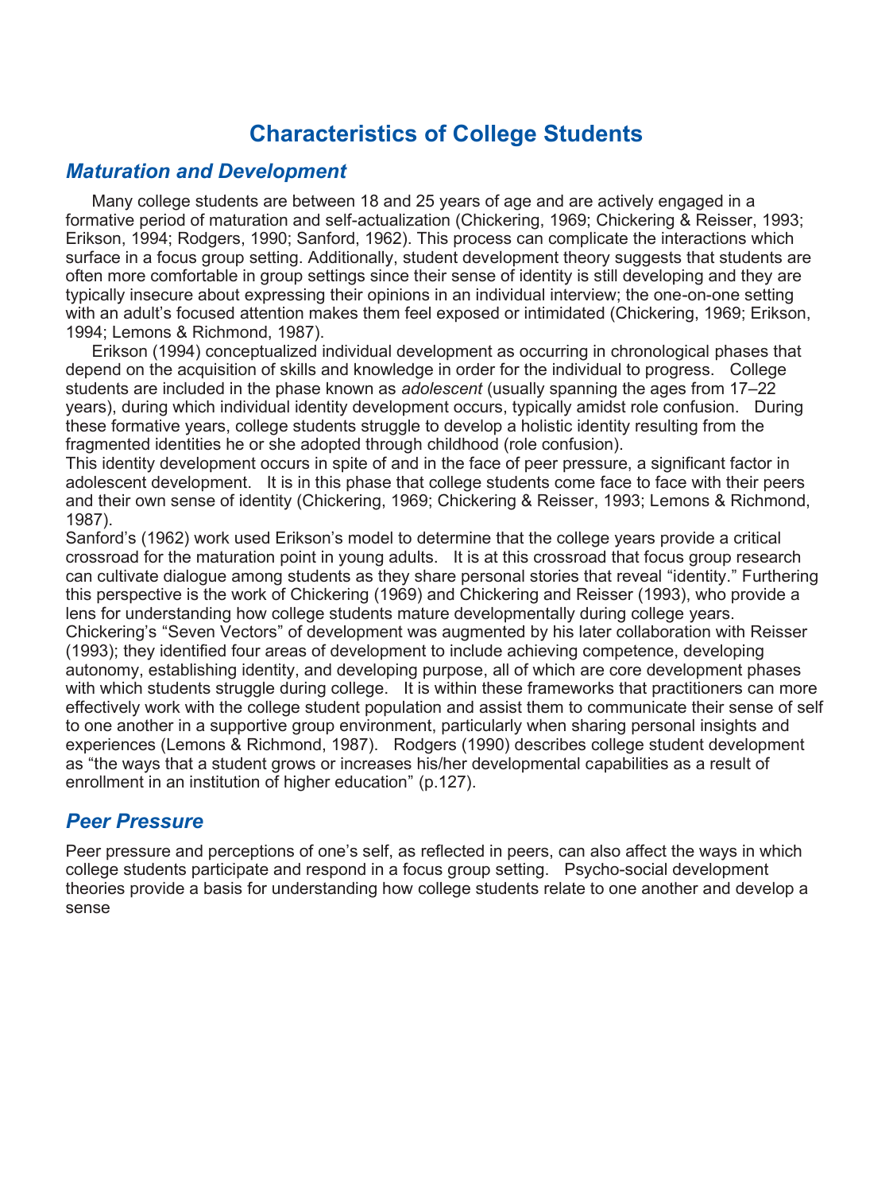# Characteristics of College Students

## *Maturation and Development*

Many college students are between 18 and 25 years of age and are actively engaged in a formative period of maturation and self-actualization (Chickering, 1969; Chickering & Reisser, 1993; Erikson, 1994; Rodgers, 1990; Sanford, 1962). This process can complicate the interactions which surface in a focus group setting. Additionally, student development theory suggests that students are often more comfortable in group settings since their sense of identity is still developing and they are typically insecure about expressing their opinions in an individual interview; the one-on-one setting with an adult's focused attention makes them feel exposed or intimidated (Chickering, 1969; Erikson, 1994; Lemons & Richmond, 1987).

Erikson (1994) conceptualized individual development as occurring in chronological phases that depend on the acquisition of skills and knowledge in order for the individual to progress. College students are included in the phase known as *adolescent* (usually spanning the ages from 17–22 years), during which individual identity development occurs, typically amidst role confusion. During these formative years, college students struggle to develop a holistic identity resulting from the fragmented identities he or she adopted through childhood (role confusion).

This identity development occurs in spite of and in the face of peer pressure, a significant factor in adolescent development. It is in this phase that college students come face to face with their peers and their own sense of identity (Chickering, 1969; Chickering & Reisser, 1993; Lemons & Richmond, 1987).

Sanford's (1962) work used Erikson's model to determine that the college years provide a critical crossroad for the maturation point in young adults. It is at this crossroad that focus group research can cultivate dialogue among students as they share personal stories that reveal "identity." Furthering this perspective is the work of Chickering (1969) and Chickering and Reisser (1993), who provide a lens for understanding how college students mature developmentally during college years. Chickering's "Seven Vectors" of development was augmented by his later collaboration with Reisser (1993); they identified four areas of development to include achieving competence, developing autonomy, establishing identity, and developing purpose, all of which are core development phases with which students struggle during college. It is within these frameworks that practitioners can more effectively work with the college student population and assist them to communicate their sense of self to one another in a supportive group environment, particularly when sharing personal insights and experiences (Lemons & Richmond, 1987). Rodgers (1990) describes college student development as "the ways that a student grows or increases his/her developmental capabilities as a result of enrollment in an institution of higher education" (p.127).

## *Peer Pressure*

Peer pressure and perceptions of one's self, as reflected in peers, can also affect the ways in which college students participate and respond in a focus group setting. Psycho-social development theories provide a basis for understanding how college students relate to one another and develop a sense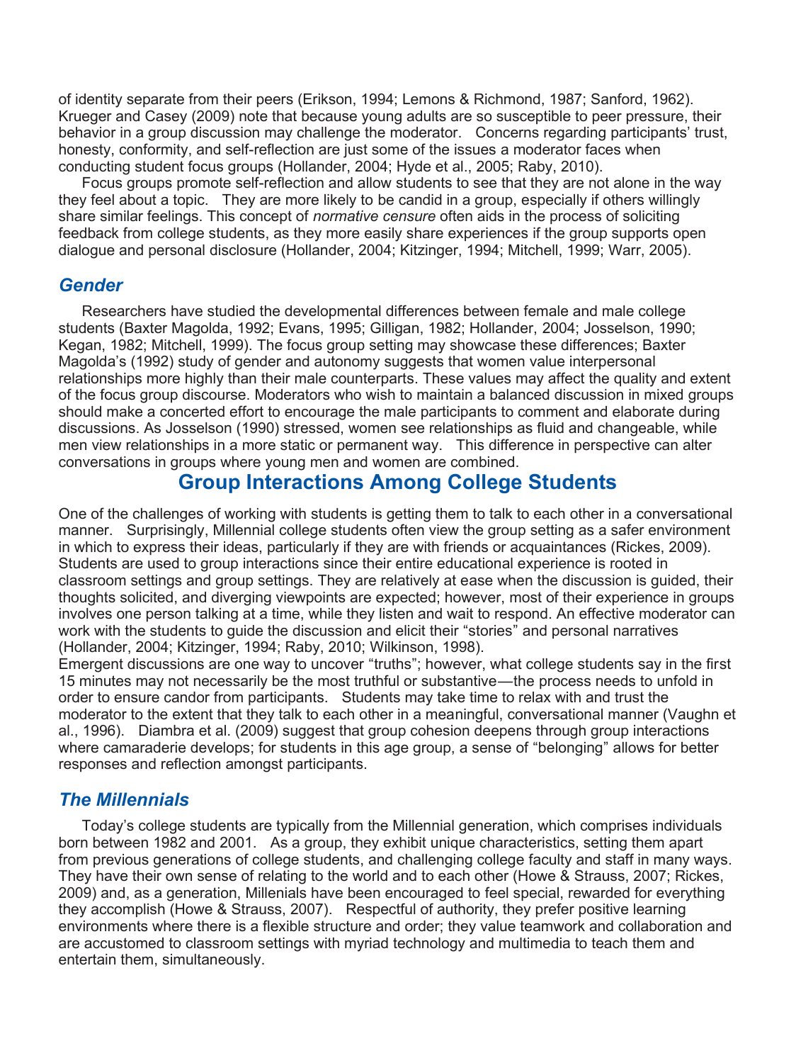of identity separate from their peers (Erikson, 1994; Lemons & Richmond, 1987; Sanford, 1962). Krueger and Casey (2009) note that because young adults are so susceptible to peer pressure, their behavior in a group discussion may challenge the moderator. Concerns regarding participants' trust, honesty, conformity, and self-reflection are just some of the issues a moderator faces when conducting student focus groups (Hollander, 2004; Hyde et al., 2005; Raby, 2010).

Focus groups promote self-reflection and allow students to see that they are not alone in the way they feel about a topic. They are more likely to be candid in a group, especially if others willingly share similar feelings. This concept of *normative censure* often aids in the process of soliciting feedback from college students, as they more easily share experiences if the group supports open dialogue and personal disclosure (Hollander, 2004; Kitzinger, 1994; Mitchell, 1999; Warr, 2005).

### *Gender*

Researchers have studied the developmental differences between female and male college students (Baxter Magolda, 1992; Evans, 1995; Gilligan, 1982; Hollander, 2004; Josselson, 1990; Kegan, 1982; Mitchell, 1999). The focus group setting may showcase these differences; Baxter Magolda's (1992) study of gender and autonomy suggests that women value interpersonal relationships more highly than their male counterparts. These values may affect the quality and extent of the focus group discourse. Moderators who wish to maintain a balanced discussion in mixed groups should make a concerted effort to encourage the male participants to comment and elaborate during discussions. As Josselson (1990) stressed, women see relationships as fluid and changeable, while men view relationships in a more static or permanent way. This difference in perspective can alter conversations in groups where young men and women are combined.

## Group Interactions Among College Students

One of the challenges of working with students is getting them to talk to each other in a conversational manner. Surprisingly, Millennial college students often view the group setting as a safer environment in which to express their ideas, particularly if they are with friends or acquaintances (Rickes, 2009). Students are used to group interactions since their entire educational experience is rooted in classroom settings and group settings. They are relatively at ease when the discussion is guided, their thoughts solicited, and diverging viewpoints are expected; however, most of their experience in groups involves one person talking at a time, while they listen and wait to respond. An effective moderator can work with the students to guide the discussion and elicit their "stories" and personal narratives (Hollander, 2004; Kitzinger, 1994; Raby, 2010; Wilkinson, 1998).

Emergent discussions are one way to uncover "truths"; however, what college students say in the first 15 minutes may not necessarily be the most truthful or substantive—the process needs to unfold in order to ensure candor from participants. Students may take time to relax with and trust the moderator to the extent that they talk to each other in a meaningful, conversational manner (Vaughn et al., 1996). Diambra et al. (2009) suggest that group cohesion deepens through group interactions where camaraderie develops; for students in this age group, a sense of "belonging" allows for better responses and reflection amongst participants.

### *The Millennials*

Today's college students are typically from the Millennial generation, which comprises individuals born between 1982 and 2001. As a group, they exhibit unique characteristics, setting them apart from previous generations of college students, and challenging college faculty and staff in many ways. They have their own sense of relating to the world and to each other (Howe & Strauss, 2007; Rickes, 2009) and, as a generation, Millenials have been encouraged to feel special, rewarded for everything they accomplish (Howe & Strauss, 2007). Respectful of authority, they prefer positive learning environments where there is a flexible structure and order; they value teamwork and collaboration and are accustomed to classroom settings with myriad technology and multimedia to teach them and entertain them, simultaneously.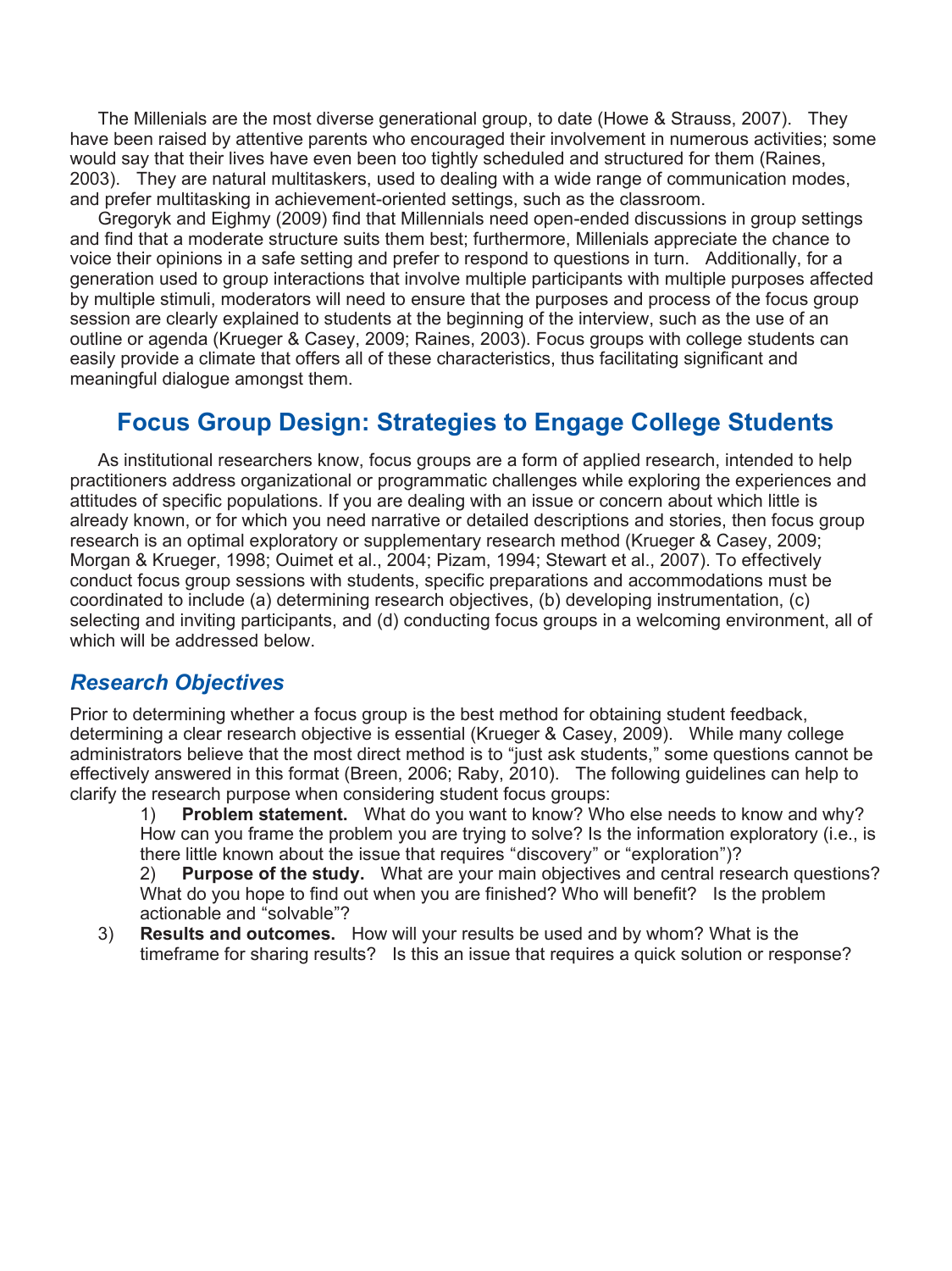The Millenials are the most diverse generational group, to date (Howe & Strauss, 2007). They have been raised by attentive parents who encouraged their involvement in numerous activities; some would say that their lives have even been too tightly scheduled and structured for them (Raines, 2003). They are natural multitaskers, used to dealing with a wide range of communication modes, and prefer multitasking in achievement-oriented settings, such as the classroom.

Gregoryk and Eighmy (2009) find that Millennials need open-ended discussions in group settings and find that a moderate structure suits them best; furthermore, Millenials appreciate the chance to voice their opinions in a safe setting and prefer to respond to questions in turn. Additionally, for a generation used to group interactions that involve multiple participants with multiple purposes affected by multiple stimuli, moderators will need to ensure that the purposes and process of the focus group session are clearly explained to students at the beginning of the interview, such as the use of an outline or agenda (Krueger & Casey, 2009; Raines, 2003). Focus groups with college students can easily provide a climate that offers all of these characteristics, thus facilitating significant and meaningful dialogue amongst them.

## Focus Group Design: Strategies to Engage College Students

As institutional researchers know, focus groups are a form of applied research, intended to help practitioners address organizational or programmatic challenges while exploring the experiences and attitudes of specific populations. If you are dealing with an issue or concern about which little is already known, or for which you need narrative or detailed descriptions and stories, then focus group research is an optimal exploratory or supplementary research method (Krueger & Casey, 2009; Morgan & Krueger, 1998; Ouimet et al., 2004; Pizam, 1994; Stewart et al., 2007). To effectively conduct focus group sessions with students, specific preparations and accommodations must be coordinated to include (a) determining research objectives, (b) developing instrumentation, (c) selecting and inviting participants, and (d) conducting focus groups in a welcoming environment, all of which will be addressed below.

### *Research Objectives*

Prior to determining whether a focus group is the best method for obtaining student feedback, determining a clear research objective is essential (Krueger & Casey, 2009). While many college administrators believe that the most direct method is to "just ask students," some questions cannot be effectively answered in this format (Breen, 2006; Raby, 2010). The following guidelines can help to clarify the research purpose when considering student focus groups:

1) **Problem statement.** What do you want to know? Who else needs to know and why? How can you frame the problem you are trying to solve? Is the information exploratory (i.e., is there little known about the issue that requires "discovery" or "exploration")?
2) **Purpose of the study.** What are your main objectives and central research questions? What do you hope to find out when you are finished? Who will benefit? Is the problem actionable and "solvable"?
3) **Results and outcomes.** How will your results be used and by whom? What is the timeframe for sharing results? Is this an issue that requires a quick solution or response?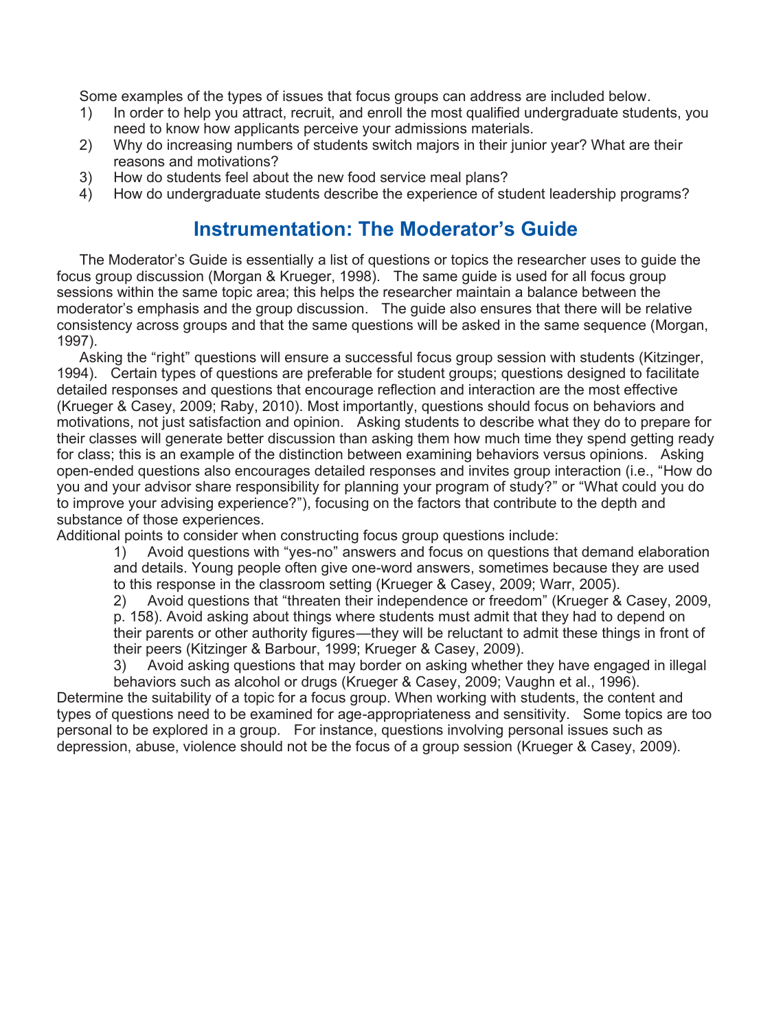Some examples of the types of issues that focus groups can address are included below.

1) In order to help you attract, recruit, and enroll the most qualified undergraduate students, you need to know how applicants perceive your admissions materials.
2) Why do increasing numbers of students switch majors in their junior year? What are their reasons and motivations?
3) How do students feel about the new food service meal plans?
4) How do undergraduate students describe the experience of student leadership programs?

## Instrumentation: The Moderator's Guide

The Moderator's Guide is essentially a list of questions or topics the researcher uses to guide the focus group discussion (Morgan & Krueger, 1998). The same guide is used for all focus group sessions within the same topic area; this helps the researcher maintain a balance between the moderator's emphasis and the group discussion. The guide also ensures that there will be relative consistency across groups and that the same questions will be asked in the same sequence (Morgan, 1997).

Asking the "right" questions will ensure a successful focus group session with students (Kitzinger, 1994). Certain types of questions are preferable for student groups; questions designed to facilitate detailed responses and questions that encourage reflection and interaction are the most effective (Krueger & Casey, 2009; Raby, 2010). Most importantly, questions should focus on behaviors and motivations, not just satisfaction and opinion. Asking students to describe what they do to prepare for their classes will generate better discussion than asking them how much time they spend getting ready for class; this is an example of the distinction between examining behaviors versus opinions. Asking open-ended questions also encourages detailed responses and invites group interaction (i.e., "How do you and your advisor share responsibility for planning your program of study?" or "What could you do to improve your advising experience?"), focusing on the factors that contribute to the depth and substance of those experiences.

Additional points to consider when constructing focus group questions include:

1) Avoid questions with "yes-no" answers and focus on questions that demand elaboration and details. Young people often give one-word answers, sometimes because they are used to this response in the classroom setting (Krueger & Casey, 2009; Warr, 2005).
2) Avoid questions that "threaten their independence or freedom" (Krueger & Casey, 2009, p. 158). Avoid asking about things where students must admit that they had to depend on their parents or other authority figures—they will be reluctant to admit these things in front of their peers (Kitzinger & Barbour, 1999; Krueger & Casey, 2009).
3) Avoid asking questions that may border on asking whether they have engaged in illegal behaviors such as alcohol or drugs (Krueger & Casey, 2009; Vaughn et al., 1996).

Determine the suitability of a topic for a focus group. When working with students, the content and types of questions need to be examined for age-appropriateness and sensitivity. Some topics are too personal to be explored in a group. For instance, questions involving personal issues such as depression, abuse, violence should not be the focus of a group session (Krueger & Casey, 2009).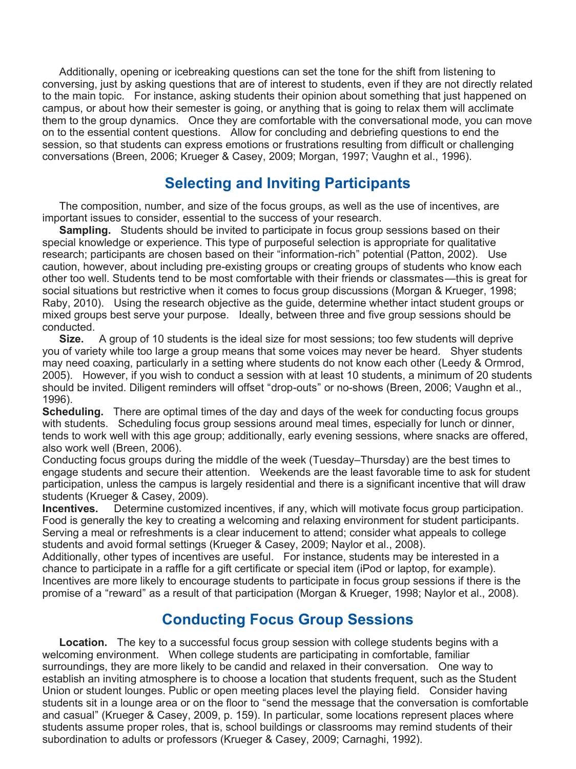Additionally, opening or icebreaking questions can set the tone for the shift from listening to conversing, just by asking questions that are of interest to students, even if they are not directly related to the main topic. For instance, asking students their opinion about something that just happened on campus, or about how their semester is going, or anything that is going to relax them will acclimate them to the group dynamics. Once they are comfortable with the conversational mode, you can move on to the essential content questions. Allow for concluding and debriefing questions to end the session, so that students can express emotions or frustrations resulting from difficult or challenging conversations (Breen, 2006; Krueger & Casey, 2009; Morgan, 1997; Vaughn et al., 1996).

## Selecting and Inviting Participants

The composition, number, and size of the focus groups, as well as the use of incentives, are important issues to consider, essential to the success of your research.

**Sampling.** Students should be invited to participate in focus group sessions based on their special knowledge or experience. This type of purposeful selection is appropriate for qualitative research; participants are chosen based on their "information-rich" potential (Patton, 2002). Use caution, however, about including pre-existing groups or creating groups of students who know each other too well. Students tend to be most comfortable with their friends or classmates—this is great for social situations but restrictive when it comes to focus group discussions (Morgan & Krueger, 1998; Raby, 2010). Using the research objective as the guide, determine whether intact student groups or mixed groups best serve your purpose. Ideally, between three and five group sessions should be conducted.

**Size.** A group of 10 students is the ideal size for most sessions; too few students will deprive you of variety while too large a group means that some voices may never be heard. Shyer students may need coaxing, particularly in a setting where students do not know each other (Leedy & Ormrod, 2005). However, if you wish to conduct a session with at least 10 students, a minimum of 20 students should be invited. Diligent reminders will offset "drop-outs" or no-shows (Breen, 2006; Vaughn et al., 1996).

**Scheduling.** There are optimal times of the day and days of the week for conducting focus groups with students. Scheduling focus group sessions around meal times, especially for lunch or dinner, tends to work well with this age group; additionally, early evening sessions, where snacks are offered, also work well (Breen, 2006).

Conducting focus groups during the middle of the week (Tuesday–Thursday) are the best times to engage students and secure their attention. Weekends are the least favorable time to ask for student participation, unless the campus is largely residential and there is a significant incentive that will draw students (Krueger & Casey, 2009).

**Incentives.** Determine customized incentives, if any, which will motivate focus group participation. Food is generally the key to creating a welcoming and relaxing environment for student participants. Serving a meal or refreshments is a clear inducement to attend; consider what appeals to college students and avoid formal settings (Krueger & Casey, 2009; Naylor et al., 2008).

Additionally, other types of incentives are useful. For instance, students may be interested in a chance to participate in a raffle for a gift certificate or special item (iPod or laptop, for example). Incentives are more likely to encourage students to participate in focus group sessions if there is the promise of a "reward" as a result of that participation (Morgan & Krueger, 1998; Naylor et al., 2008).

## Conducting Focus Group Sessions

**Location.** The key to a successful focus group session with college students begins with a welcoming environment. When college students are participating in comfortable, familiar surroundings, they are more likely to be candid and relaxed in their conversation. One way to establish an inviting atmosphere is to choose a location that students frequent, such as the Student Union or student lounges. Public or open meeting places level the playing field. Consider having students sit in a lounge area or on the floor to "send the message that the conversation is comfortable and casual" (Krueger & Casey, 2009, p. 159). In particular, some locations represent places where students assume proper roles, that is, school buildings or classrooms may remind students of their subordination to adults or professors (Krueger & Casey, 2009; Carnaghi, 1992).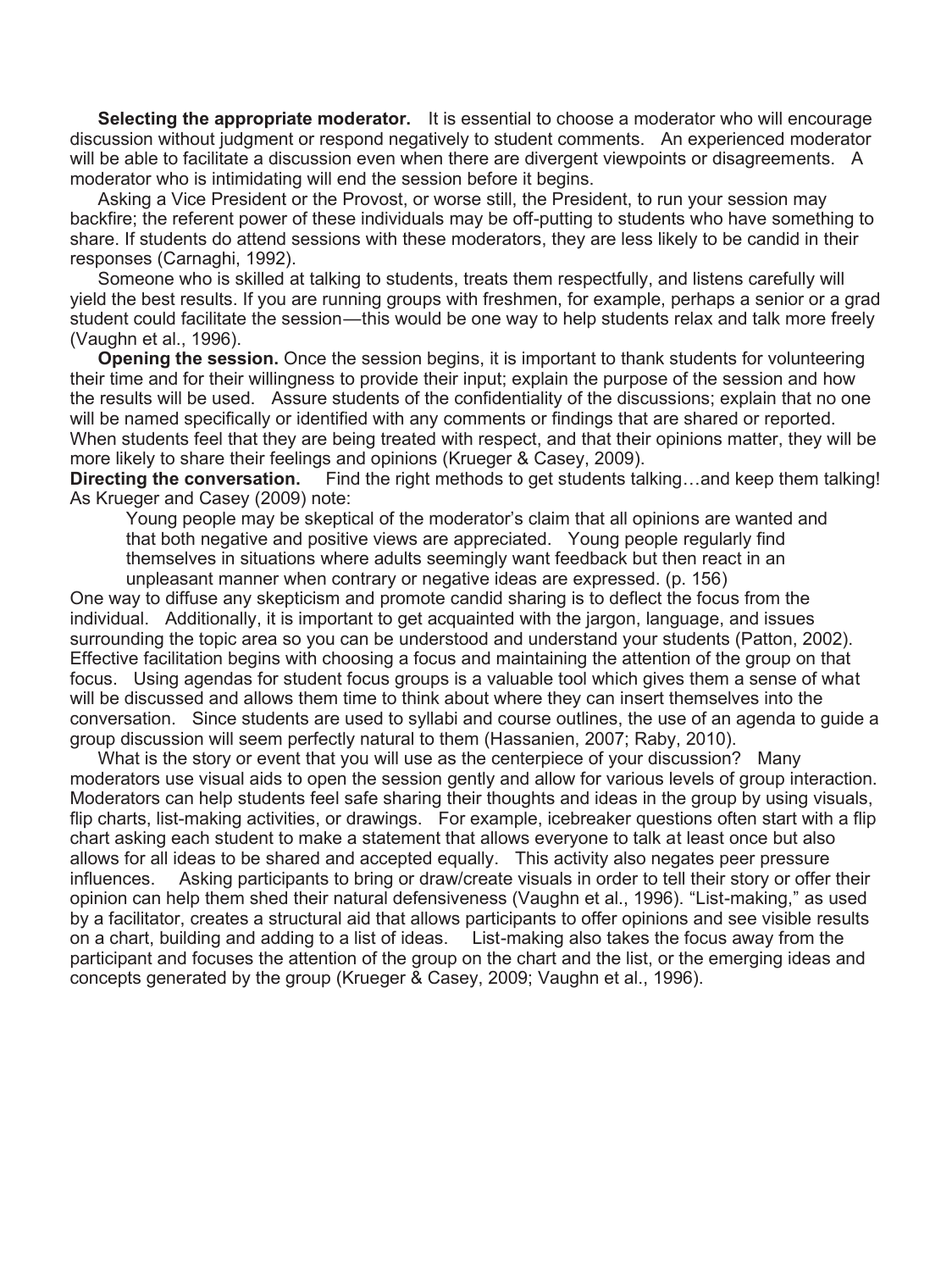**Selecting the appropriate moderator.** It is essential to choose a moderator who will encourage discussion without judgment or respond negatively to student comments. An experienced moderator will be able to facilitate a discussion even when there are divergent viewpoints or disagreements. A moderator who is intimidating will end the session before it begins.

Asking a Vice President or the Provost, or worse still, the President, to run your session may backfire; the referent power of these individuals may be off-putting to students who have something to share. If students do attend sessions with these moderators, they are less likely to be candid in their responses (Carnaghi, 1992).

Someone who is skilled at talking to students, treats them respectfully, and listens carefully will yield the best results. If you are running groups with freshmen, for example, perhaps a senior or a grad student could facilitate the session—this would be one way to help students relax and talk more freely (Vaughn et al., 1996).

**Opening the session.** Once the session begins, it is important to thank students for volunteering their time and for their willingness to provide their input; explain the purpose of the session and how the results will be used. Assure students of the confidentiality of the discussions; explain that no one will be named specifically or identified with any comments or findings that are shared or reported. When students feel that they are being treated with respect, and that their opinions matter, they will be more likely to share their feelings and opinions (Krueger & Casey, 2009).

**Directing the conversation.** Find the right methods to get students talking…and keep them talking! As Krueger and Casey (2009) note:

> Young people may be skeptical of the moderator's claim that all opinions are wanted and that both negative and positive views are appreciated. Young people regularly find themselves in situations where adults seemingly want feedback but then react in an unpleasant manner when contrary or negative ideas are expressed. (p. 156)

One way to diffuse any skepticism and promote candid sharing is to deflect the focus from the individual. Additionally, it is important to get acquainted with the jargon, language, and issues surrounding the topic area so you can be understood and understand your students (Patton, 2002). Effective facilitation begins with choosing a focus and maintaining the attention of the group on that focus. Using agendas for student focus groups is a valuable tool which gives them a sense of what will be discussed and allows them time to think about where they can insert themselves into the conversation. Since students are used to syllabi and course outlines, the use of an agenda to guide a group discussion will seem perfectly natural to them (Hassanien, 2007; Raby, 2010).

What is the story or event that you will use as the centerpiece of your discussion? Many moderators use visual aids to open the session gently and allow for various levels of group interaction. Moderators can help students feel safe sharing their thoughts and ideas in the group by using visuals, flip charts, list-making activities, or drawings. For example, icebreaker questions often start with a flip chart asking each student to make a statement that allows everyone to talk at least once but also allows for all ideas to be shared and accepted equally. This activity also negates peer pressure influences. Asking participants to bring or draw/create visuals in order to tell their story or offer their opinion can help them shed their natural defensiveness (Vaughn et al., 1996). "List-making," as used by a facilitator, creates a structural aid that allows participants to offer opinions and see visible results on a chart, building and adding to a list of ideas. List-making also takes the focus away from the participant and focuses the attention of the group on the chart and the list, or the emerging ideas and concepts generated by the group (Krueger & Casey, 2009; Vaughn et al., 1996).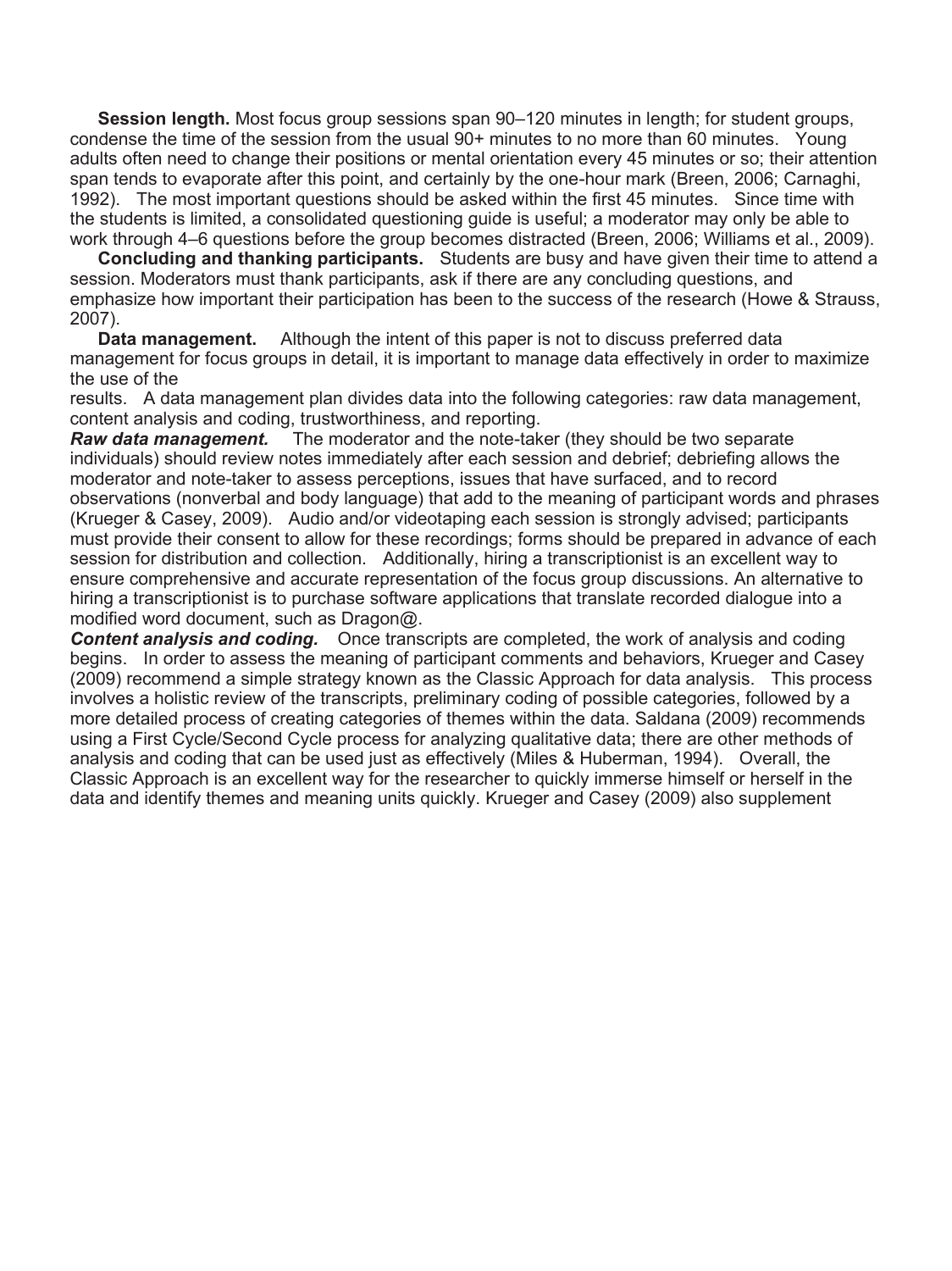**Session length.** Most focus group sessions span 90–120 minutes in length; for student groups, condense the time of the session from the usual 90+ minutes to no more than 60 minutes. Young adults often need to change their positions or mental orientation every 45 minutes or so; their attention span tends to evaporate after this point, and certainly by the one-hour mark (Breen, 2006; Carnaghi, 1992). The most important questions should be asked within the first 45 minutes. Since time with the students is limited, a consolidated questioning guide is useful; a moderator may only be able to work through 4–6 questions before the group becomes distracted (Breen, 2006; Williams et al., 2009).

**Concluding and thanking participants.** Students are busy and have given their time to attend a session. Moderators must thank participants, ask if there are any concluding questions, and emphasize how important their participation has been to the success of the research (Howe & Strauss, 2007).

**Data management.** Although the intent of this paper is not to discuss preferred data management for focus groups in detail, it is important to manage data effectively in order to maximize the use of the results. A data management plan divides data into the following categories: raw data management, content analysis and coding, trustworthiness, and reporting.

***Raw data management.*** The moderator and the note-taker (they should be two separate individuals) should review notes immediately after each session and debrief; debriefing allows the moderator and note-taker to assess perceptions, issues that have surfaced, and to record observations (nonverbal and body language) that add to the meaning of participant words and phrases (Krueger & Casey, 2009). Audio and/or videotaping each session is strongly advised; participants must provide their consent to allow for these recordings; forms should be prepared in advance of each session for distribution and collection. Additionally, hiring a transcriptionist is an excellent way to ensure comprehensive and accurate representation of the focus group discussions. An alternative to hiring a transcriptionist is to purchase software applications that translate recorded dialogue into a modified word document, such as Dragon@.

***Content analysis and coding.*** Once transcripts are completed, the work of analysis and coding begins. In order to assess the meaning of participant comments and behaviors, Krueger and Casey (2009) recommend a simple strategy known as the Classic Approach for data analysis. This process involves a holistic review of the transcripts, preliminary coding of possible categories, followed by a more detailed process of creating categories of themes within the data. Saldana (2009) recommends using a First Cycle/Second Cycle process for analyzing qualitative data; there are other methods of analysis and coding that can be used just as effectively (Miles & Huberman, 1994). Overall, the Classic Approach is an excellent way for the researcher to quickly immerse himself or herself in the data and identify themes and meaning units quickly. Krueger and Casey (2009) also supplement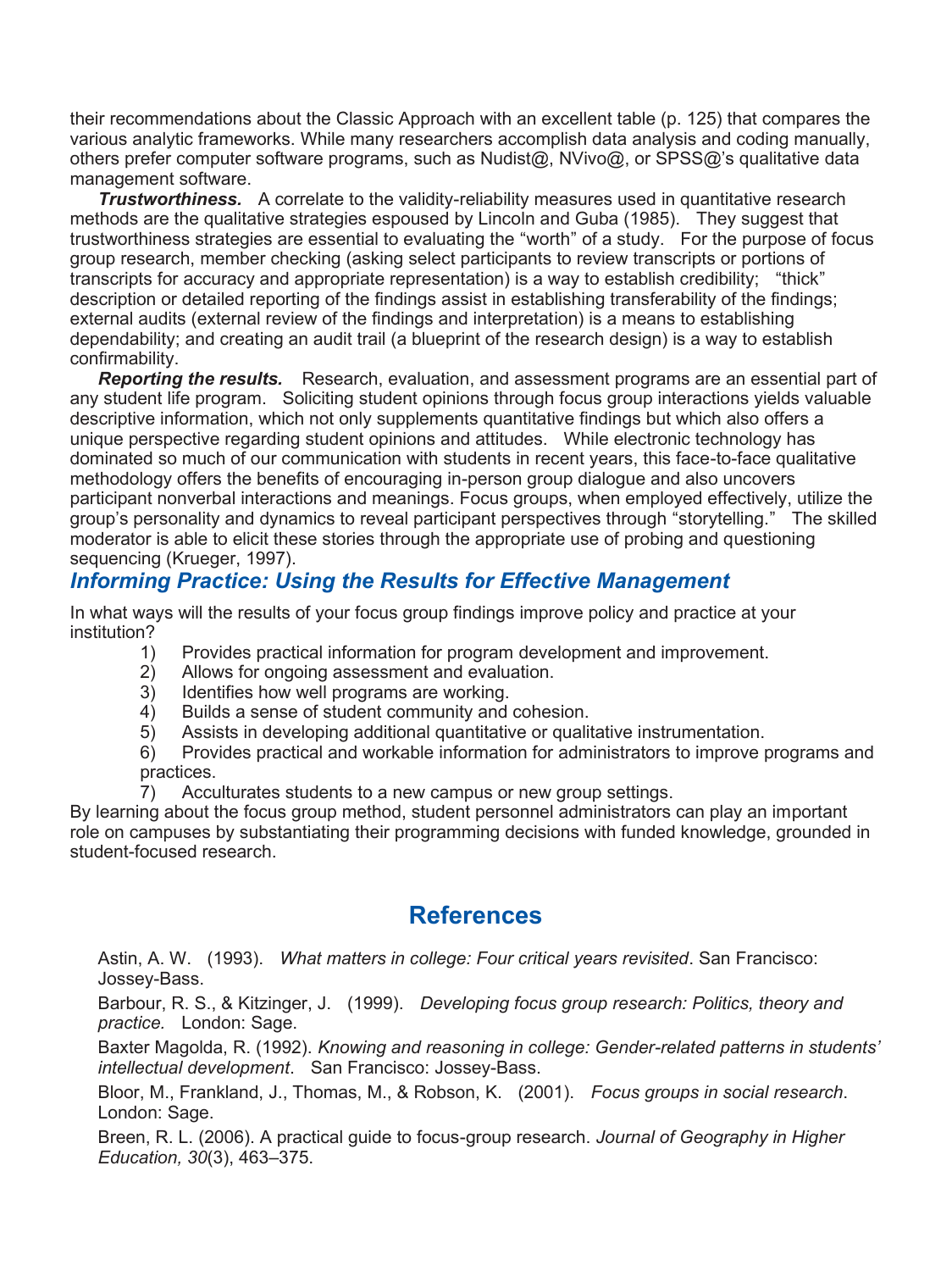their recommendations about the Classic Approach with an excellent table (p. 125) that compares the various analytic frameworks. While many researchers accomplish data analysis and coding manually, others prefer computer software programs, such as Nudist@, NVivo@, or SPSS@'s qualitative data management software.

***Trustworthiness.*** A correlate to the validity-reliability measures used in quantitative research methods are the qualitative strategies espoused by Lincoln and Guba (1985). They suggest that trustworthiness strategies are essential to evaluating the "worth" of a study. For the purpose of focus group research, member checking (asking select participants to review transcripts or portions of transcripts for accuracy and appropriate representation) is a way to establish credibility; "thick" description or detailed reporting of the findings assist in establishing transferability of the findings; external audits (external review of the findings and interpretation) is a means to establishing dependability; and creating an audit trail (a blueprint of the research design) is a way to establish confirmability.

***Reporting the results.*** Research, evaluation, and assessment programs are an essential part of any student life program. Soliciting student opinions through focus group interactions yields valuable descriptive information, which not only supplements quantitative findings but which also offers a unique perspective regarding student opinions and attitudes. While electronic technology has dominated so much of our communication with students in recent years, this face-to-face qualitative methodology offers the benefits of encouraging in-person group dialogue and also uncovers participant nonverbal interactions and meanings. Focus groups, when employed effectively, utilize the group's personality and dynamics to reveal participant perspectives through "storytelling." The skilled moderator is able to elicit these stories through the appropriate use of probing and questioning sequencing (Krueger, 1997).

## *Informing Practice: Using the Results for Effective Management*

In what ways will the results of your focus group findings improve policy and practice at your institution?

1) Provides practical information for program development and improvement.
2) Allows for ongoing assessment and evaluation.
3) Identifies how well programs are working.
4) Builds a sense of student community and cohesion.
5) Assists in developing additional quantitative or qualitative instrumentation.
6) Provides practical and workable information for administrators to improve programs and practices.
7) Acculturates students to a new campus or new group settings.

By learning about the focus group method, student personnel administrators can play an important role on campuses by substantiating their programming decisions with funded knowledge, grounded in student-focused research.

## References

Astin, A. W. (1993). *What matters in college: Four critical years revisited*. San Francisco: Jossey-Bass.

Barbour, R. S., & Kitzinger, J. (1999). *Developing focus group research: Politics, theory and practice.* London: Sage.

Baxter Magolda, R. (1992). *Knowing and reasoning in college: Gender-related patterns in students' intellectual development*. San Francisco: Jossey-Bass.

Bloor, M., Frankland, J., Thomas, M., & Robson, K. (2001). *Focus groups in social research*. London: Sage.

Breen, R. L. (2006). A practical guide to focus-group research. *Journal of Geography in Higher Education, 30*(3), 463–375.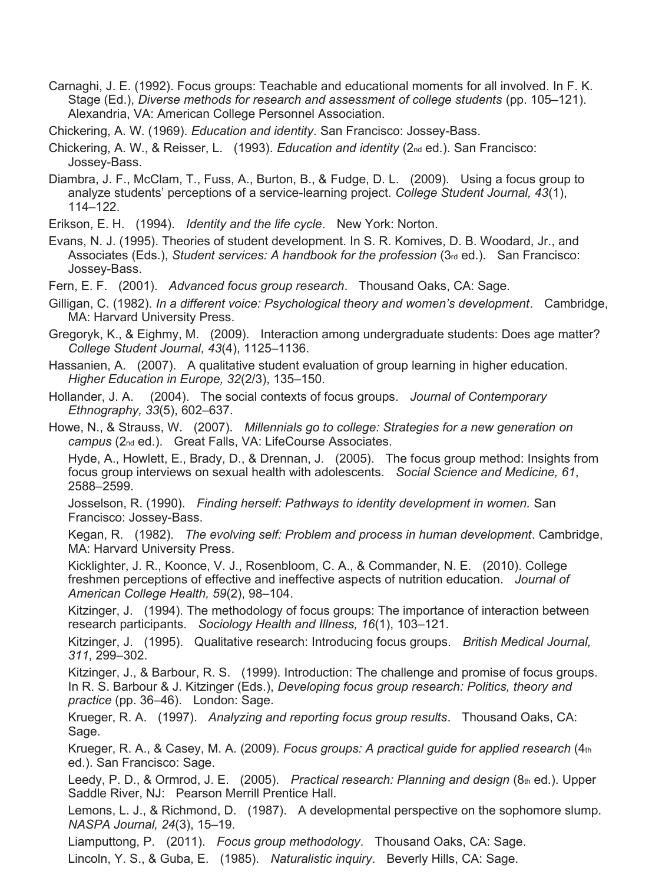Carnaghi, J. E. (1992). Focus groups: Teachable and educational moments for all involved. In F. K. Stage (Ed.), *Diverse methods for research and assessment of college students* (pp. 105–121). Alexandria, VA: American College Personnel Association.

Chickering, A. W. (1969). *Education and identity*. San Francisco: Jossey-Bass.

Chickering, A. W., & Reisser, L. (1993). *Education and identity* (2nd ed.). San Francisco: Jossey-Bass.

Diambra, J. F., McClam, T., Fuss, A., Burton, B., & Fudge, D. L. (2009). Using a focus group to analyze students' perceptions of a service-learning project. *College Student Journal, 43*(1), 114–122.

Erikson, E. H. (1994). *Identity and the life cycle*. New York: Norton.

Evans, N. J. (1995). Theories of student development. In S. R. Komives, D. B. Woodard, Jr., and Associates (Eds.), *Student services: A handbook for the profession* (3rd ed.). San Francisco: Jossey-Bass.

Fern, E. F. (2001). *Advanced focus group research*. Thousand Oaks, CA: Sage.

Gilligan, C. (1982). *In a different voice: Psychological theory and women's development*. Cambridge, MA: Harvard University Press.

Gregoryk, K., & Eighmy, M. (2009). Interaction among undergraduate students: Does age matter? *College Student Journal, 43*(4), 1125–1136.

Hassanien, A. (2007). A qualitative student evaluation of group learning in higher education. *Higher Education in Europe, 32*(2/3), 135–150.

Hollander, J. A. (2004). The social contexts of focus groups. *Journal of Contemporary Ethnography, 33*(5), 602–637.

Howe, N., & Strauss, W. (2007). *Millennials go to college: Strategies for a new generation on campus* (2nd ed.). Great Falls, VA: LifeCourse Associates.

Hyde, A., Howlett, E., Brady, D., & Drennan, J. (2005). The focus group method: Insights from focus group interviews on sexual health with adolescents. *Social Science and Medicine, 61*, 2588–2599.

Josselson, R. (1990). *Finding herself: Pathways to identity development in women.* San Francisco: Jossey-Bass.

Kegan, R. (1982). *The evolving self: Problem and process in human development*. Cambridge, MA: Harvard University Press.

Kicklighter, J. R., Koonce, V. J., Rosenbloom, C. A., & Commander, N. E. (2010). College freshmen perceptions of effective and ineffective aspects of nutrition education. *Journal of American College Health, 59*(2), 98–104.

Kitzinger, J. (1994). The methodology of focus groups: The importance of interaction between research participants. *Sociology Health and Illness, 16*(1), 103–121.

Kitzinger, J. (1995). Qualitative research: Introducing focus groups. *British Medical Journal, 311*, 299–302.

Kitzinger, J., & Barbour, R. S. (1999). Introduction: The challenge and promise of focus groups. In R. S. Barbour & J. Kitzinger (Eds.), *Developing focus group research: Politics, theory and practice* (pp. 36–46). London: Sage.

Krueger, R. A. (1997). *Analyzing and reporting focus group results*. Thousand Oaks, CA: Sage.

Krueger, R. A., & Casey, M. A. (2009). *Focus groups: A practical guide for applied research* (4th ed.). San Francisco: Sage.

Leedy, P. D., & Ormrod, J. E. (2005). *Practical research: Planning and design* (8th ed.). Upper Saddle River, NJ: Pearson Merrill Prentice Hall.

Lemons, L. J., & Richmond, D. (1987). A developmental perspective on the sophomore slump. *NASPA Journal, 24*(3), 15–19.

Liamputtong, P. (2011). *Focus group methodology*. Thousand Oaks, CA: Sage.

Lincoln, Y. S., & Guba, E. (1985). *Naturalistic inquiry*. Beverly Hills, CA: Sage.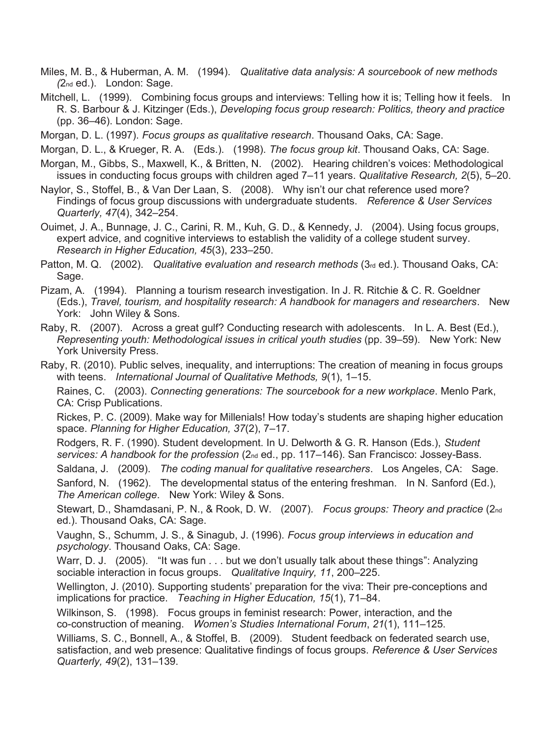Miles, M. B., & Huberman, A. M. (1994). *Qualitative data analysis: A sourcebook of new methods (*2nd ed.). London: Sage.

Mitchell, L. (1999). Combining focus groups and interviews: Telling how it is; Telling how it feels. In R. S. Barbour & J. Kitzinger (Eds.), *Developing focus group research: Politics, theory and practice* (pp. 36–46). London: Sage.

Morgan, D. L. (1997). *Focus groups as qualitative research*. Thousand Oaks, CA: Sage.

Morgan, D. L., & Krueger, R. A. (Eds.). (1998). *The focus group kit*. Thousand Oaks, CA: Sage.

Morgan, M., Gibbs, S., Maxwell, K., & Britten, N. (2002). Hearing children's voices: Methodological issues in conducting focus groups with children aged 7–11 years. *Qualitative Research, 2*(5), 5–20.

Naylor, S., Stoffel, B., & Van Der Laan, S. (2008). Why isn't our chat reference used more? Findings of focus group discussions with undergraduate students. *Reference & User Services Quarterly, 47*(4), 342–254.

Ouimet, J. A., Bunnage, J. C., Carini, R. M., Kuh, G. D., & Kennedy, J. (2004). Using focus groups, expert advice, and cognitive interviews to establish the validity of a college student survey. *Research in Higher Education, 45*(3), 233–250.

Patton, M. Q. (2002). *Qualitative evaluation and research methods* (3rd ed.). Thousand Oaks, CA: Sage.

Pizam, A. (1994). Planning a tourism research investigation. In J. R. Ritchie & C. R. Goeldner (Eds.), *Travel, tourism, and hospitality research: A handbook for managers and researchers*. New York: John Wiley & Sons.

Raby, R. (2007). Across a great gulf? Conducting research with adolescents. In L. A. Best (Ed.), *Representing youth: Methodological issues in critical youth studies* (pp. 39–59). New York: New York University Press.

Raby, R. (2010). Public selves, inequality, and interruptions: The creation of meaning in focus groups with teens. *International Journal of Qualitative Methods, 9*(1), 1–15.

Raines, C. (2003). *Connecting generations: The sourcebook for a new workplace*. Menlo Park, CA: Crisp Publications.

Rickes, P. C. (2009). Make way for Millenials! How today's students are shaping higher education space. *Planning for Higher Education, 37*(2), 7–17.

Rodgers, R. F. (1990). Student development. In U. Delworth & G. R. Hanson (Eds.), *Student services: A handbook for the profession* (2nd ed., pp. 117–146). San Francisco: Jossey-Bass.

Saldana, J. (2009). *The coding manual for qualitative researchers*. Los Angeles, CA: Sage.

Sanford, N. (1962). The developmental status of the entering freshman. In N. Sanford (Ed.), *The American college*. New York: Wiley & Sons.

Stewart, D., Shamdasani, P. N., & Rook, D. W. (2007). *Focus groups: Theory and practice* (2nd ed.). Thousand Oaks, CA: Sage.

Vaughn, S., Schumm, J. S., & Sinagub, J. (1996). *Focus group interviews in education and psychology*. Thousand Oaks, CA: Sage.

Warr, D. J. (2005). "It was fun . . . but we don't usually talk about these things": Analyzing sociable interaction in focus groups. *Qualitative Inquiry, 11*, 200–225.

Wellington, J. (2010). Supporting students' preparation for the viva: Their pre-conceptions and implications for practice. *Teaching in Higher Education, 15*(1), 71–84.

Wilkinson, S. (1998). Focus groups in feminist research: Power, interaction, and the co-construction of meaning. *Women's Studies International Forum*, *21*(1), 111–125.

Williams, S. C., Bonnell, A., & Stoffel, B. (2009). Student feedback on federated search use, satisfaction, and web presence: Qualitative findings of focus groups. *Reference & User Services Quarterly, 49*(2), 131–139.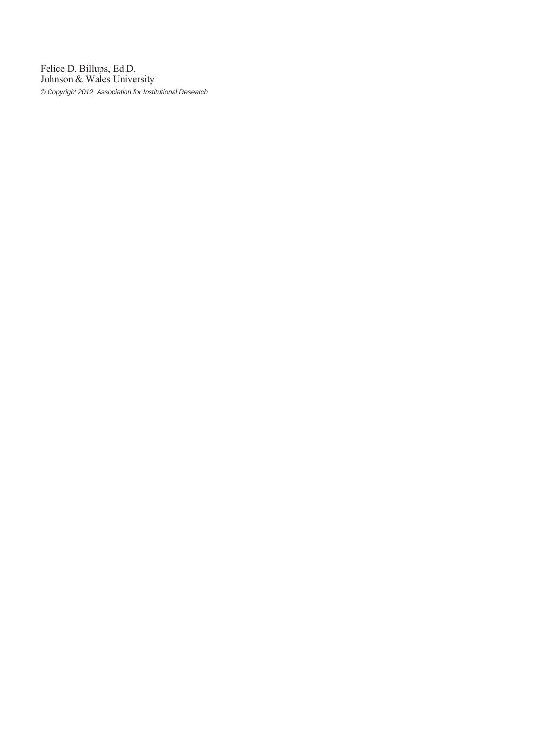Felice D. Billups, Ed.D.  
Johnson & Wales University  
*© Copyright 2012, Association for Institutional Research*